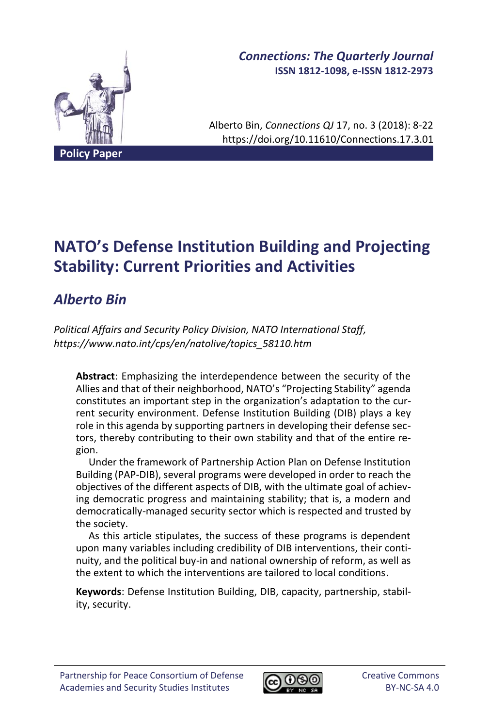*Connections: The Quarterly Journal*
**ISSN 1812-1098, e-ISSN 1812-2973**

Alberto Bin, *Connections QJ* 17, no. 3 (2018): 8-22
https://doi.org/10.11610/Connections.17.3.01

**Policy Paper**

# NATO's Defense Institution Building and Projecting Stability: Current Priorities and Activities

## *Alberto Bin*

*Political Affairs and Security Policy Division, NATO International Staff, https://www.nato.int/cps/en/natolive/topics_58110.htm*

**Abstract**: Emphasizing the interdependence between the security of the Allies and that of their neighborhood, NATO's "Projecting Stability" agenda constitutes an important step in the organization's adaptation to the current security environment. Defense Institution Building (DIB) plays a key role in this agenda by supporting partners in developing their defense sectors, thereby contributing to their own stability and that of the entire region.

Under the framework of Partnership Action Plan on Defense Institution Building (PAP-DIB), several programs were developed in order to reach the objectives of the different aspects of DIB, with the ultimate goal of achieving democratic progress and maintaining stability; that is, a modern and democratically-managed security sector which is respected and trusted by the society.

As this article stipulates, the success of these programs is dependent upon many variables including credibility of DIB interventions, their continuity, and the political buy-in and national ownership of reform, as well as the extent to which the interventions are tailored to local conditions.

**Keywords**: Defense Institution Building, DIB, capacity, partnership, stability, security.

Partnership for Peace Consortium of Defense Academies and Security Studies Institutes

Creative Commons BY-NC-SA 4.0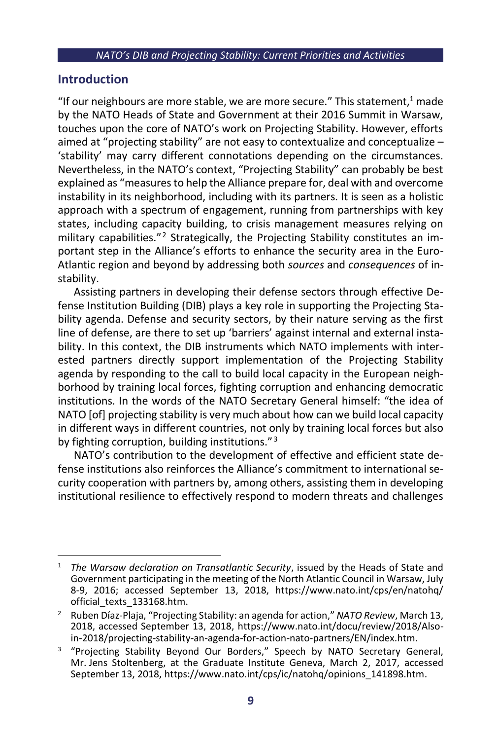## Introduction

"If our neighbours are more stable, we are more secure." This statement,[1] made by the NATO Heads of State and Government at their 2016 Summit in Warsaw, touches upon the core of NATO's work on Projecting Stability. However, efforts aimed at "projecting stability" are not easy to contextualize and conceptualize – 'stability' may carry different connotations depending on the circumstances. Nevertheless, in the NATO's context, "Projecting Stability" can probably be best explained as "measures to help the Alliance prepare for, deal with and overcome instability in its neighborhood, including with its partners. It is seen as a holistic approach with a spectrum of engagement, running from partnerships with key states, including capacity building, to crisis management measures relying on military capabilities."[2] Strategically, the Projecting Stability constitutes an important step in the Alliance's efforts to enhance the security area in the Euro-Atlantic region and beyond by addressing both *sources* and *consequences* of instability.

Assisting partners in developing their defense sectors through effective Defense Institution Building (DIB) plays a key role in supporting the Projecting Stability agenda. Defense and security sectors, by their nature serving as the first line of defense, are there to set up 'barriers' against internal and external instability. In this context, the DIB instruments which NATO implements with interested partners directly support implementation of the Projecting Stability agenda by responding to the call to build local capacity in the European neighborhood by training local forces, fighting corruption and enhancing democratic institutions. In the words of the NATO Secretary General himself: "the idea of NATO [of] projecting stability is very much about how can we build local capacity in different ways in different countries, not only by training local forces but also by fighting corruption, building institutions."[3]

NATO's contribution to the development of effective and efficient state defense institutions also reinforces the Alliance's commitment to international security cooperation with partners by, among others, assisting them in developing institutional resilience to effectively respond to modern threats and challenges

---

[1] *The Warsaw declaration on Transatlantic Security*, issued by the Heads of State and Government participating in the meeting of the North Atlantic Council in Warsaw, July 8-9, 2016; accessed September 13, 2018, https://www.nato.int/cps/en/natohq/official_texts_133168.htm.

[2] Ruben Díaz-Plaja, "Projecting Stability: an agenda for action," *NATO Review*, March 13, 2018, accessed September 13, 2018, https://www.nato.int/docu/review/2018/Also-in-2018/projecting-stability-an-agenda-for-action-nato-partners/EN/index.htm.

[3] "Projecting Stability Beyond Our Borders," Speech by NATO Secretary General, Mr. Jens Stoltenberg, at the Graduate Institute Geneva, March 2, 2017, accessed September 13, 2018, https://www.nato.int/cps/ic/natohq/opinions_141898.htm.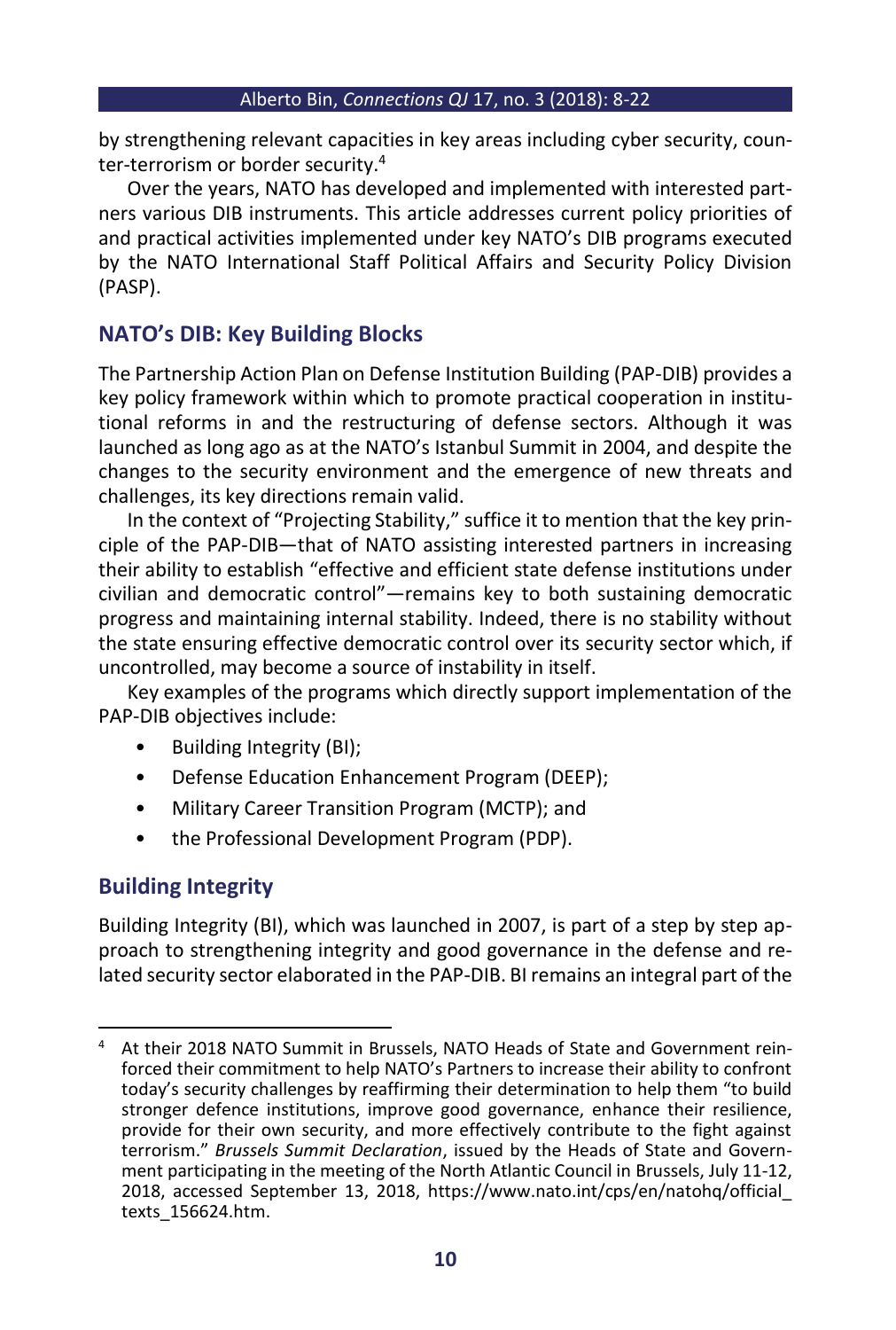by strengthening relevant capacities in key areas including cyber security, counter-terrorism or border security.[4]

Over the years, NATO has developed and implemented with interested partners various DIB instruments. This article addresses current policy priorities of and practical activities implemented under key NATO's DIB programs executed by the NATO International Staff Political Affairs and Security Policy Division (PASP).

## NATO's DIB: Key Building Blocks

The Partnership Action Plan on Defense Institution Building (PAP-DIB) provides a key policy framework within which to promote practical cooperation in institutional reforms in and the restructuring of defense sectors. Although it was launched as long ago as at the NATO's Istanbul Summit in 2004, and despite the changes to the security environment and the emergence of new threats and challenges, its key directions remain valid.

In the context of "Projecting Stability," suffice it to mention that the key principle of the PAP-DIB—that of NATO assisting interested partners in increasing their ability to establish "effective and efficient state defense institutions under civilian and democratic control"—remains key to both sustaining democratic progress and maintaining internal stability. Indeed, there is no stability without the state ensuring effective democratic control over its security sector which, if uncontrolled, may become a source of instability in itself.

Key examples of the programs which directly support implementation of the PAP-DIB objectives include:

- Building Integrity (BI);
- Defense Education Enhancement Program (DEEP);
- Military Career Transition Program (MCTP); and
- the Professional Development Program (PDP).

## Building Integrity

Building Integrity (BI), which was launched in 2007, is part of a step by step approach to strengthening integrity and good governance in the defense and related security sector elaborated in the PAP-DIB. BI remains an integral part of the

---

[4] At their 2018 NATO Summit in Brussels, NATO Heads of State and Government reinforced their commitment to help NATO's Partners to increase their ability to confront today's security challenges by reaffirming their determination to help them "to build stronger defence institutions, improve good governance, enhance their resilience, provide for their own security, and more effectively contribute to the fight against terrorism." *Brussels Summit Declaration*, issued by the Heads of State and Government participating in the meeting of the North Atlantic Council in Brussels, July 11-12, 2018, accessed September 13, 2018, https://www.nato.int/cps/en/natohq/official_texts_156624.htm.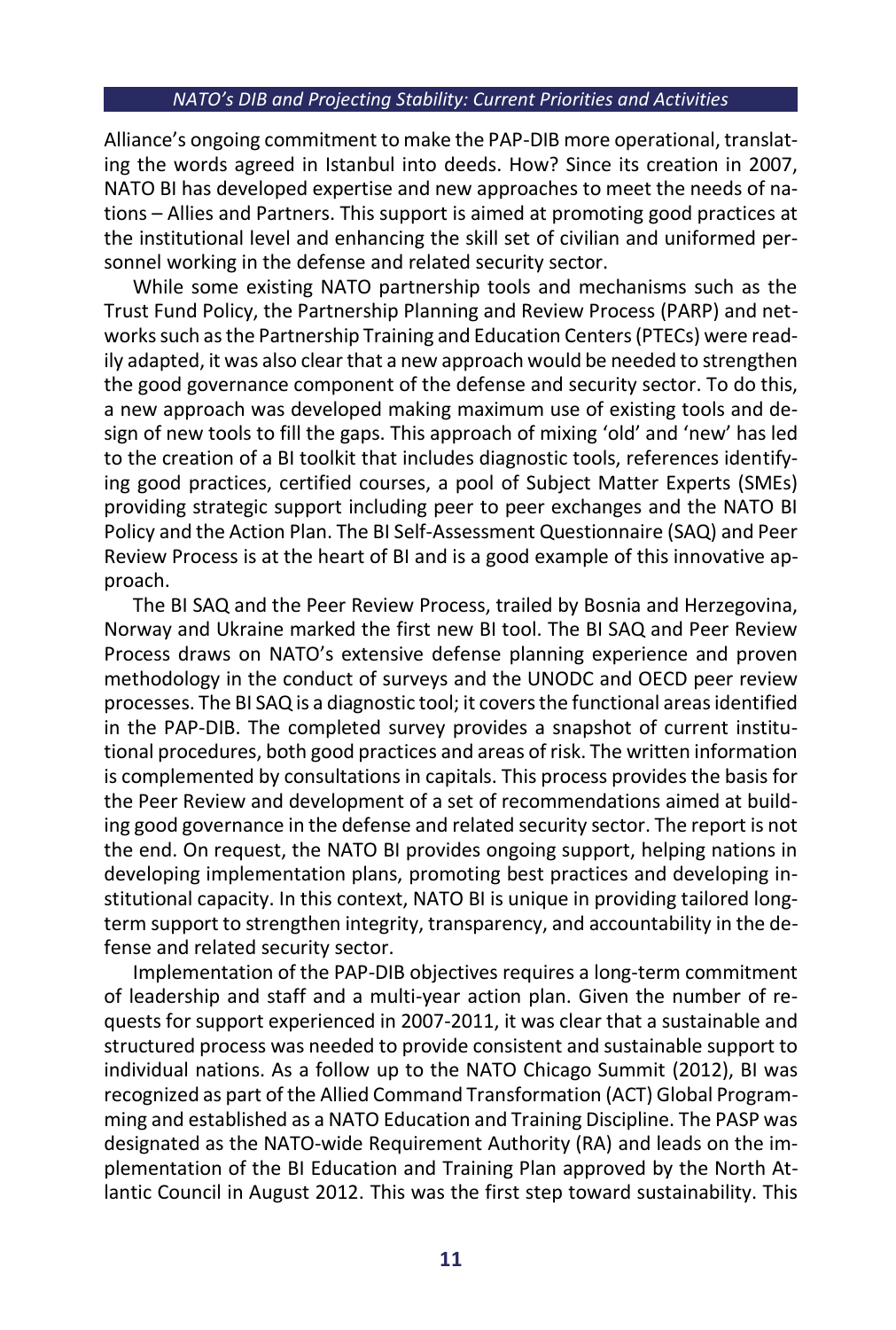Alliance's ongoing commitment to make the PAP-DIB more operational, translating the words agreed in Istanbul into deeds. How? Since its creation in 2007, NATO BI has developed expertise and new approaches to meet the needs of nations – Allies and Partners. This support is aimed at promoting good practices at the institutional level and enhancing the skill set of civilian and uniformed personnel working in the defense and related security sector.

While some existing NATO partnership tools and mechanisms such as the Trust Fund Policy, the Partnership Planning and Review Process (PARP) and networks such as the Partnership Training and Education Centers (PTECs) were readily adapted, it was also clear that a new approach would be needed to strengthen the good governance component of the defense and security sector. To do this, a new approach was developed making maximum use of existing tools and design of new tools to fill the gaps. This approach of mixing 'old' and 'new' has led to the creation of a BI toolkit that includes diagnostic tools, references identifying good practices, certified courses, a pool of Subject Matter Experts (SMEs) providing strategic support including peer to peer exchanges and the NATO BI Policy and the Action Plan. The BI Self-Assessment Questionnaire (SAQ) and Peer Review Process is at the heart of BI and is a good example of this innovative approach.

The BI SAQ and the Peer Review Process, trailed by Bosnia and Herzegovina, Norway and Ukraine marked the first new BI tool. The BI SAQ and Peer Review Process draws on NATO's extensive defense planning experience and proven methodology in the conduct of surveys and the UNODC and OECD peer review processes. The BI SAQ is a diagnostic tool; it covers the functional areas identified in the PAP-DIB. The completed survey provides a snapshot of current institutional procedures, both good practices and areas of risk. The written information is complemented by consultations in capitals. This process provides the basis for the Peer Review and development of a set of recommendations aimed at building good governance in the defense and related security sector. The report is not the end. On request, the NATO BI provides ongoing support, helping nations in developing implementation plans, promoting best practices and developing institutional capacity. In this context, NATO BI is unique in providing tailored long-term support to strengthen integrity, transparency, and accountability in the defense and related security sector.

Implementation of the PAP-DIB objectives requires a long-term commitment of leadership and staff and a multi-year action plan. Given the number of requests for support experienced in 2007-2011, it was clear that a sustainable and structured process was needed to provide consistent and sustainable support to individual nations. As a follow up to the NATO Chicago Summit (2012), BI was recognized as part of the Allied Command Transformation (ACT) Global Programming and established as a NATO Education and Training Discipline. The PASP was designated as the NATO-wide Requirement Authority (RA) and leads on the implementation of the BI Education and Training Plan approved by the North Atlantic Council in August 2012. This was the first step toward sustainability. This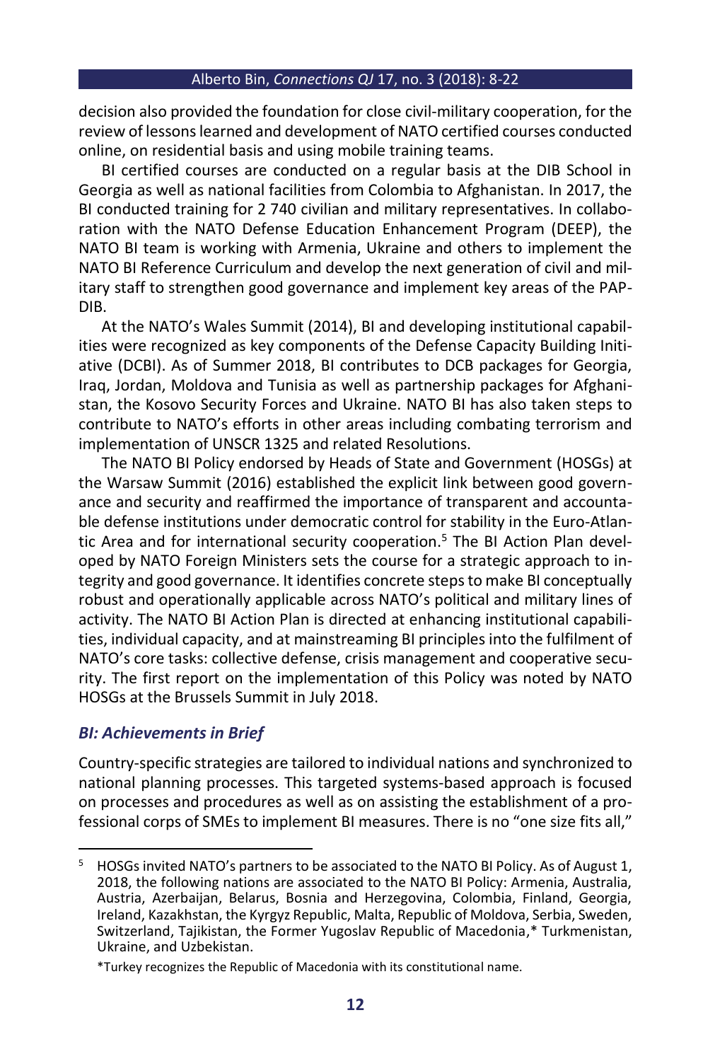decision also provided the foundation for close civil-military cooperation, for the review of lessons learned and development of NATO certified courses conducted online, on residential basis and using mobile training teams.

BI certified courses are conducted on a regular basis at the DIB School in Georgia as well as national facilities from Colombia to Afghanistan. In 2017, the BI conducted training for 2 740 civilian and military representatives. In collaboration with the NATO Defense Education Enhancement Program (DEEP), the NATO BI team is working with Armenia, Ukraine and others to implement the NATO BI Reference Curriculum and develop the next generation of civil and military staff to strengthen good governance and implement key areas of the PAP-DIB.

At the NATO's Wales Summit (2014), BI and developing institutional capabilities were recognized as key components of the Defense Capacity Building Initiative (DCBI). As of Summer 2018, BI contributes to DCB packages for Georgia, Iraq, Jordan, Moldova and Tunisia as well as partnership packages for Afghanistan, the Kosovo Security Forces and Ukraine. NATO BI has also taken steps to contribute to NATO's efforts in other areas including combating terrorism and implementation of UNSCR 1325 and related Resolutions.

The NATO BI Policy endorsed by Heads of State and Government (HOSGs) at the Warsaw Summit (2016) established the explicit link between good governance and security and reaffirmed the importance of transparent and accountable defense institutions under democratic control for stability in the Euro-Atlantic Area and for international security cooperation.[5] The BI Action Plan developed by NATO Foreign Ministers sets the course for a strategic approach to integrity and good governance. It identifies concrete steps to make BI conceptually robust and operationally applicable across NATO's political and military lines of activity. The NATO BI Action Plan is directed at enhancing institutional capabilities, individual capacity, and at mainstreaming BI principles into the fulfilment of NATO's core tasks: collective defense, crisis management and cooperative security. The first report on the implementation of this Policy was noted by NATO HOSGs at the Brussels Summit in July 2018.

### *BI: Achievements in Brief*

Country-specific strategies are tailored to individual nations and synchronized to national planning processes. This targeted systems-based approach is focused on processes and procedures as well as on assisting the establishment of a professional corps of SMEs to implement BI measures. There is no "one size fits all,"

---

[5] HOSGs invited NATO's partners to be associated to the NATO BI Policy. As of August 1, 2018, the following nations are associated to the NATO BI Policy: Armenia, Australia, Austria, Azerbaijan, Belarus, Bosnia and Herzegovina, Colombia, Finland, Georgia, Ireland, Kazakhstan, the Kyrgyz Republic, Malta, Republic of Moldova, Serbia, Sweden, Switzerland, Tajikistan, the Former Yugoslav Republic of Macedonia,* Turkmenistan, Ukraine, and Uzbekistan.

*Turkey recognizes the Republic of Macedonia with its constitutional name.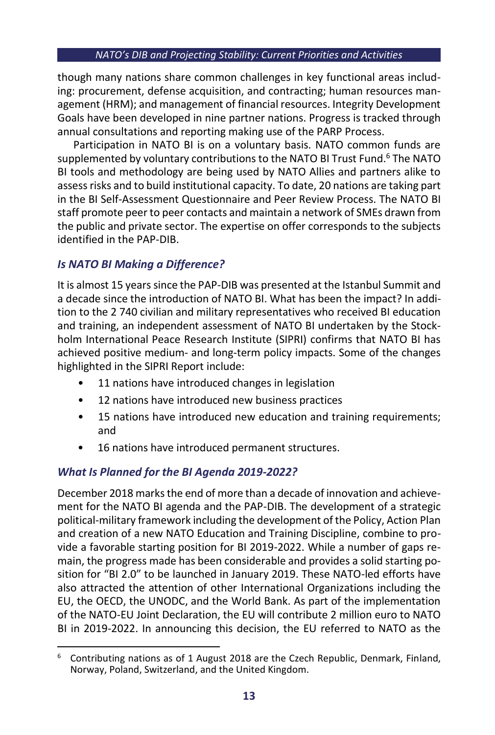though many nations share common challenges in key functional areas including: procurement, defense acquisition, and contracting; human resources management (HRM); and management of financial resources. Integrity Development Goals have been developed in nine partner nations. Progress is tracked through annual consultations and reporting making use of the PARP Process.

Participation in NATO BI is on a voluntary basis. NATO common funds are supplemented by voluntary contributions to the NATO BI Trust Fund.[6] The NATO BI tools and methodology are being used by NATO Allies and partners alike to assess risks and to build institutional capacity. To date, 20 nations are taking part in the BI Self-Assessment Questionnaire and Peer Review Process. The NATO BI staff promote peer to peer contacts and maintain a network of SMEs drawn from the public and private sector. The expertise on offer corresponds to the subjects identified in the PAP-DIB.

### *Is NATO BI Making a Difference?*

It is almost 15 years since the PAP-DIB was presented at the Istanbul Summit and a decade since the introduction of NATO BI. What has been the impact? In addition to the 2 740 civilian and military representatives who received BI education and training, an independent assessment of NATO BI undertaken by the Stockholm International Peace Research Institute (SIPRI) confirms that NATO BI has achieved positive medium- and long-term policy impacts. Some of the changes highlighted in the SIPRI Report include:

- 11 nations have introduced changes in legislation
- 12 nations have introduced new business practices
- 15 nations have introduced new education and training requirements; and
- 16 nations have introduced permanent structures.

### *What Is Planned for the BI Agenda 2019-2022?*

December 2018 marks the end of more than a decade of innovation and achievement for the NATO BI agenda and the PAP-DIB. The development of a strategic political-military framework including the development of the Policy, Action Plan and creation of a new NATO Education and Training Discipline, combine to provide a favorable starting position for BI 2019-2022. While a number of gaps remain, the progress made has been considerable and provides a solid starting position for "BI 2.0" to be launched in January 2019. These NATO-led efforts have also attracted the attention of other International Organizations including the EU, the OECD, the UNODC, and the World Bank. As part of the implementation of the NATO-EU Joint Declaration, the EU will contribute 2 million euro to NATO BI in 2019-2022. In announcing this decision, the EU referred to NATO as the

[6] Contributing nations as of 1 August 2018 are the Czech Republic, Denmark, Finland, Norway, Poland, Switzerland, and the United Kingdom.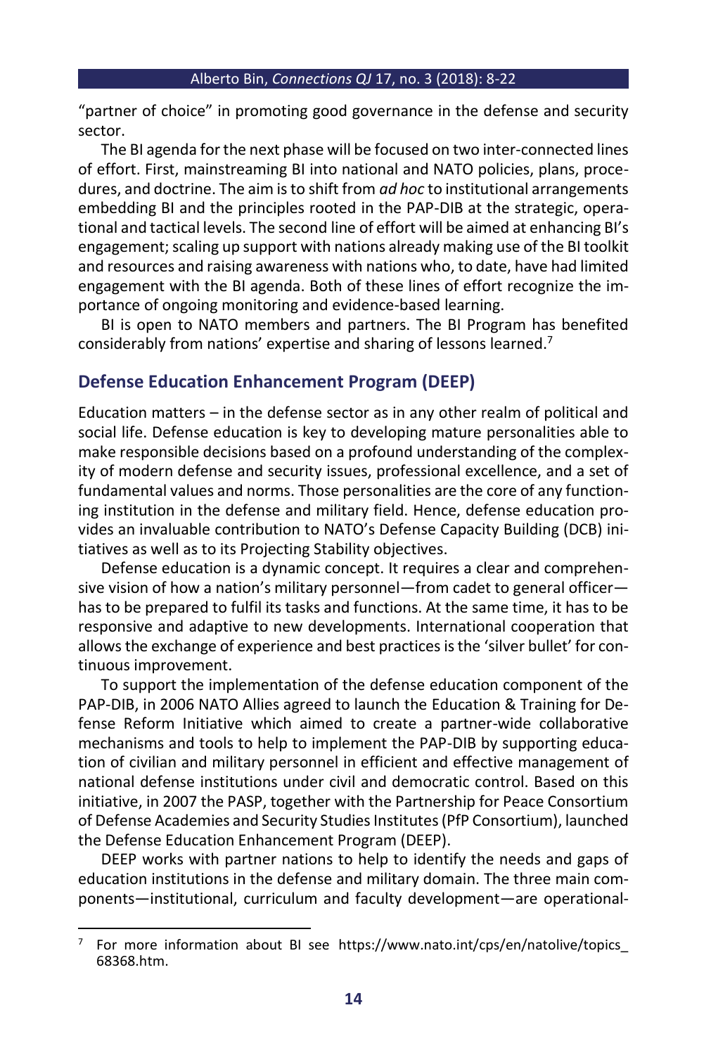"partner of choice" in promoting good governance in the defense and security sector.

The BI agenda for the next phase will be focused on two inter-connected lines of effort. First, mainstreaming BI into national and NATO policies, plans, procedures, and doctrine. The aim is to shift from *ad hoc* to institutional arrangements embedding BI and the principles rooted in the PAP-DIB at the strategic, operational and tactical levels. The second line of effort will be aimed at enhancing BI's engagement; scaling up support with nations already making use of the BI toolkit and resources and raising awareness with nations who, to date, have had limited engagement with the BI agenda. Both of these lines of effort recognize the importance of ongoing monitoring and evidence-based learning.

BI is open to NATO members and partners. The BI Program has benefited considerably from nations' expertise and sharing of lessons learned.[7]

## Defense Education Enhancement Program (DEEP)

Education matters – in the defense sector as in any other realm of political and social life. Defense education is key to developing mature personalities able to make responsible decisions based on a profound understanding of the complexity of modern defense and security issues, professional excellence, and a set of fundamental values and norms. Those personalities are the core of any functioning institution in the defense and military field. Hence, defense education provides an invaluable contribution to NATO's Defense Capacity Building (DCB) initiatives as well as to its Projecting Stability objectives.

Defense education is a dynamic concept. It requires a clear and comprehensive vision of how a nation's military personnel—from cadet to general officer—has to be prepared to fulfil its tasks and functions. At the same time, it has to be responsive and adaptive to new developments. International cooperation that allows the exchange of experience and best practices is the 'silver bullet' for continuous improvement.

To support the implementation of the defense education component of the PAP-DIB, in 2006 NATO Allies agreed to launch the Education & Training for Defense Reform Initiative which aimed to create a partner-wide collaborative mechanisms and tools to help to implement the PAP-DIB by supporting education of civilian and military personnel in efficient and effective management of national defense institutions under civil and democratic control. Based on this initiative, in 2007 the PASP, together with the Partnership for Peace Consortium of Defense Academies and Security Studies Institutes (PfP Consortium), launched the Defense Education Enhancement Program (DEEP).

DEEP works with partner nations to help to identify the needs and gaps of education institutions in the defense and military domain. The three main components—institutional, curriculum and faculty development—are operational-

---

[7] For more information about BI see https://www.nato.int/cps/en/natolive/topics_68368.htm.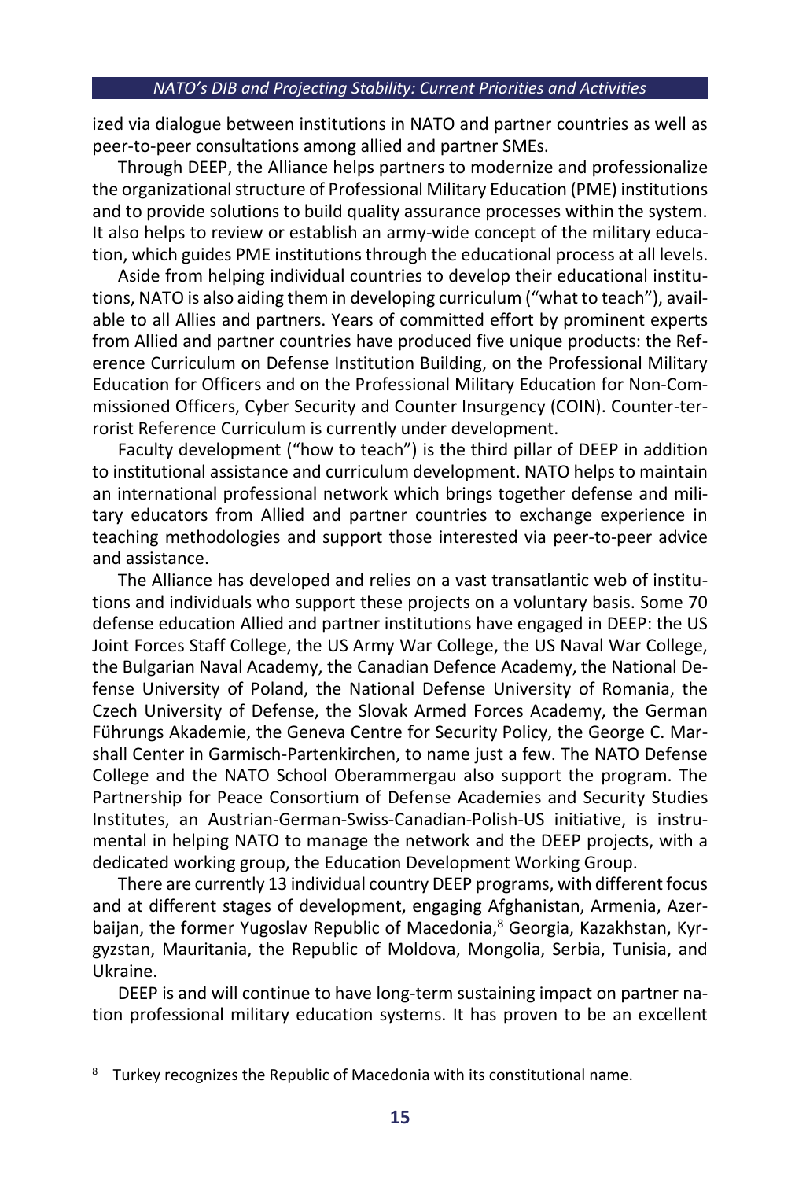ized via dialogue between institutions in NATO and partner countries as well as peer-to-peer consultations among allied and partner SMEs.

Through DEEP, the Alliance helps partners to modernize and professionalize the organizational structure of Professional Military Education (PME) institutions and to provide solutions to build quality assurance processes within the system. It also helps to review or establish an army-wide concept of the military education, which guides PME institutions through the educational process at all levels.

Aside from helping individual countries to develop their educational institutions, NATO is also aiding them in developing curriculum ("what to teach"), available to all Allies and partners. Years of committed effort by prominent experts from Allied and partner countries have produced five unique products: the Reference Curriculum on Defense Institution Building, on the Professional Military Education for Officers and on the Professional Military Education for Non-Commissioned Officers, Cyber Security and Counter Insurgency (COIN). Counter-terrorist Reference Curriculum is currently under development.

Faculty development ("how to teach") is the third pillar of DEEP in addition to institutional assistance and curriculum development. NATO helps to maintain an international professional network which brings together defense and military educators from Allied and partner countries to exchange experience in teaching methodologies and support those interested via peer-to-peer advice and assistance.

The Alliance has developed and relies on a vast transatlantic web of institutions and individuals who support these projects on a voluntary basis. Some 70 defense education Allied and partner institutions have engaged in DEEP: the US Joint Forces Staff College, the US Army War College, the US Naval War College, the Bulgarian Naval Academy, the Canadian Defence Academy, the National Defense University of Poland, the National Defense University of Romania, the Czech University of Defense, the Slovak Armed Forces Academy, the German Führungs Akademie, the Geneva Centre for Security Policy, the George C. Marshall Center in Garmisch-Partenkirchen, to name just a few. The NATO Defense College and the NATO School Oberammergau also support the program. The Partnership for Peace Consortium of Defense Academies and Security Studies Institutes, an Austrian-German-Swiss-Canadian-Polish-US initiative, is instrumental in helping NATO to manage the network and the DEEP projects, with a dedicated working group, the Education Development Working Group.

There are currently 13 individual country DEEP programs, with different focus and at different stages of development, engaging Afghanistan, Armenia, Azerbaijan, the former Yugoslav Republic of Macedonia,[8] Georgia, Kazakhstan, Kyrgyzstan, Mauritania, the Republic of Moldova, Mongolia, Serbia, Tunisia, and Ukraine.

DEEP is and will continue to have long-term sustaining impact on partner nation professional military education systems. It has proven to be an excellent

---

[8] Turkey recognizes the Republic of Macedonia with its constitutional name.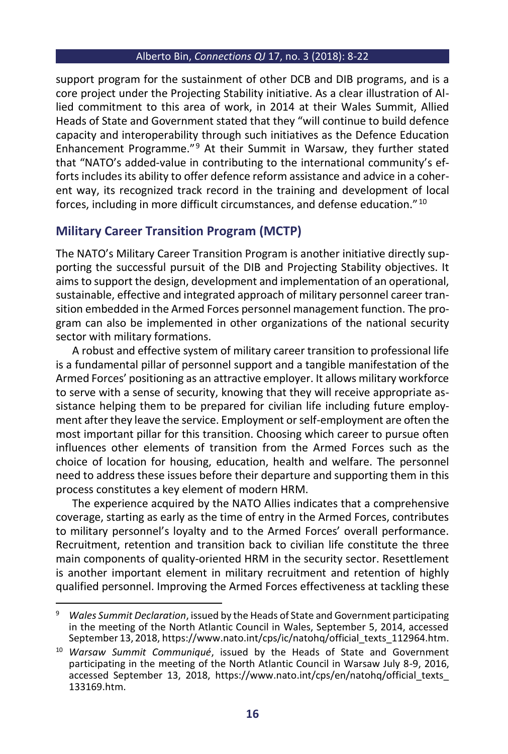support program for the sustainment of other DCB and DIB programs, and is a core project under the Projecting Stability initiative. As a clear illustration of Allied commitment to this area of work, in 2014 at their Wales Summit, Allied Heads of State and Government stated that they "will continue to build defence capacity and interoperability through such initiatives as the Defence Education Enhancement Programme."[9] At their Summit in Warsaw, they further stated that "NATO's added-value in contributing to the international community's efforts includes its ability to offer defence reform assistance and advice in a coherent way, its recognized track record in the training and development of local forces, including in more difficult circumstances, and defense education."[10]

## Military Career Transition Program (MCTP)

The NATO's Military Career Transition Program is another initiative directly supporting the successful pursuit of the DIB and Projecting Stability objectives. It aims to support the design, development and implementation of an operational, sustainable, effective and integrated approach of military personnel career transition embedded in the Armed Forces personnel management function. The program can also be implemented in other organizations of the national security sector with military formations.

A robust and effective system of military career transition to professional life is a fundamental pillar of personnel support and a tangible manifestation of the Armed Forces' positioning as an attractive employer. It allows military workforce to serve with a sense of security, knowing that they will receive appropriate assistance helping them to be prepared for civilian life including future employment after they leave the service. Employment or self-employment are often the most important pillar for this transition. Choosing which career to pursue often influences other elements of transition from the Armed Forces such as the choice of location for housing, education, health and welfare. The personnel need to address these issues before their departure and supporting them in this process constitutes a key element of modern HRM.

The experience acquired by the NATO Allies indicates that a comprehensive coverage, starting as early as the time of entry in the Armed Forces, contributes to military personnel's loyalty and to the Armed Forces' overall performance. Recruitment, retention and transition back to civilian life constitute the three main components of quality-oriented HRM in the security sector. Resettlement is another important element in military recruitment and retention of highly qualified personnel. Improving the Armed Forces effectiveness at tackling these

---

[9] *Wales Summit Declaration*, issued by the Heads of State and Government participating in the meeting of the North Atlantic Council in Wales, September 5, 2014, accessed September 13, 2018, https://www.nato.int/cps/ic/natohq/official_texts_112964.htm.

[10] *Warsaw Summit Communiqué*, issued by the Heads of State and Government participating in the meeting of the North Atlantic Council in Warsaw July 8-9, 2016, accessed September 13, 2018, https://www.nato.int/cps/en/natohq/official_texts_133169.htm.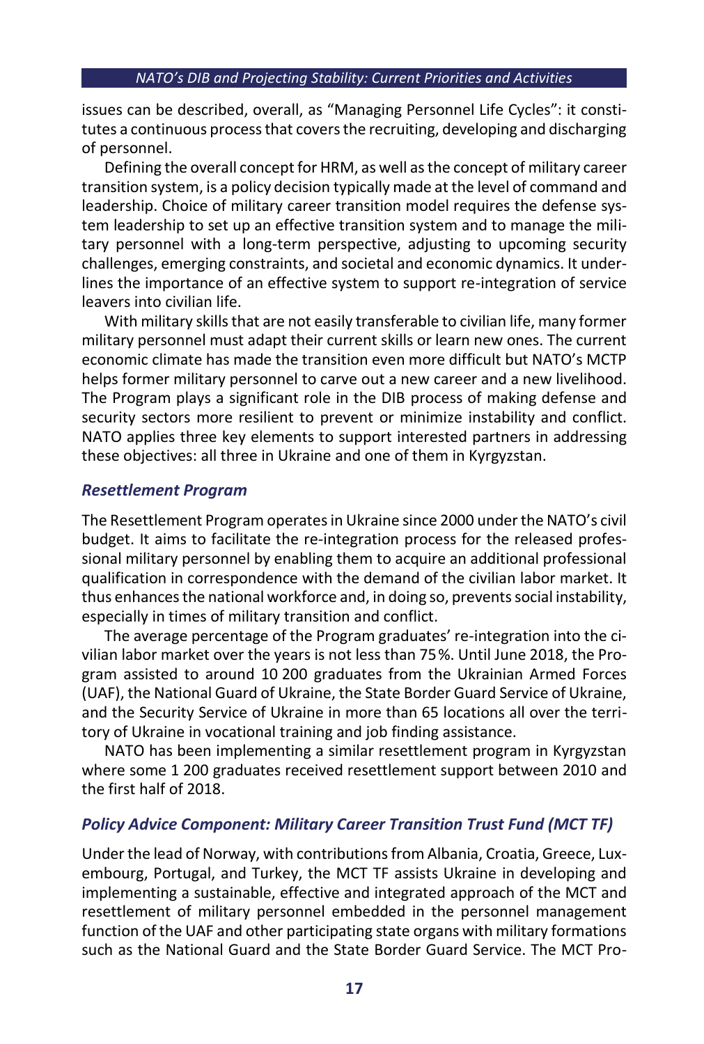issues can be described, overall, as "Managing Personnel Life Cycles": it constitutes a continuous process that covers the recruiting, developing and discharging of personnel.

Defining the overall concept for HRM, as well as the concept of military career transition system, is a policy decision typically made at the level of command and leadership. Choice of military career transition model requires the defense system leadership to set up an effective transition system and to manage the military personnel with a long-term perspective, adjusting to upcoming security challenges, emerging constraints, and societal and economic dynamics. It underlines the importance of an effective system to support re-integration of service leavers into civilian life.

With military skills that are not easily transferable to civilian life, many former military personnel must adapt their current skills or learn new ones. The current economic climate has made the transition even more difficult but NATO's MCTP helps former military personnel to carve out a new career and a new livelihood. The Program plays a significant role in the DIB process of making defense and security sectors more resilient to prevent or minimize instability and conflict. NATO applies three key elements to support interested partners in addressing these objectives: all three in Ukraine and one of them in Kyrgyzstan.

### *Resettlement Program*

The Resettlement Program operates in Ukraine since 2000 under the NATO's civil budget. It aims to facilitate the re-integration process for the released professional military personnel by enabling them to acquire an additional professional qualification in correspondence with the demand of the civilian labor market. It thus enhances the national workforce and, in doing so, prevents social instability, especially in times of military transition and conflict.

The average percentage of the Program graduates' re-integration into the civilian labor market over the years is not less than 75 %. Until June 2018, the Program assisted to around 10 200 graduates from the Ukrainian Armed Forces (UAF), the National Guard of Ukraine, the State Border Guard Service of Ukraine, and the Security Service of Ukraine in more than 65 locations all over the territory of Ukraine in vocational training and job finding assistance.

NATO has been implementing a similar resettlement program in Kyrgyzstan where some 1 200 graduates received resettlement support between 2010 and the first half of 2018.

### *Policy Advice Component: Military Career Transition Trust Fund (MCT TF)*

Under the lead of Norway, with contributions from Albania, Croatia, Greece, Luxembourg, Portugal, and Turkey, the MCT TF assists Ukraine in developing and implementing a sustainable, effective and integrated approach of the MCT and resettlement of military personnel embedded in the personnel management function of the UAF and other participating state organs with military formations such as the National Guard and the State Border Guard Service. The MCT Pro-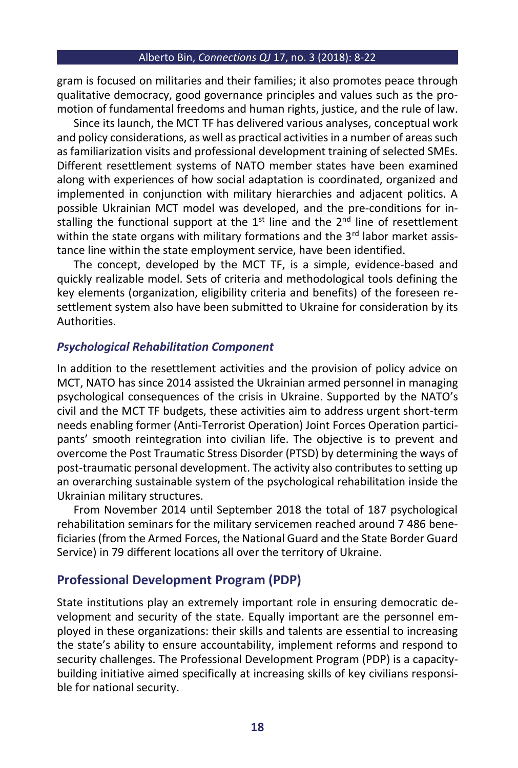gram is focused on militaries and their families; it also promotes peace through qualitative democracy, good governance principles and values such as the promotion of fundamental freedoms and human rights, justice, and the rule of law.

Since its launch, the MCT TF has delivered various analyses, conceptual work and policy considerations, as well as practical activities in a number of areas such as familiarization visits and professional development training of selected SMEs. Different resettlement systems of NATO member states have been examined along with experiences of how social adaptation is coordinated, organized and implemented in conjunction with military hierarchies and adjacent politics. A possible Ukrainian MCT model was developed, and the pre-conditions for installing the functional support at the 1st line and the 2nd line of resettlement within the state organs with military formations and the 3rd labor market assistance line within the state employment service, have been identified.

The concept, developed by the MCT TF, is a simple, evidence-based and quickly realizable model. Sets of criteria and methodological tools defining the key elements (organization, eligibility criteria and benefits) of the foreseen resettlement system also have been submitted to Ukraine for consideration by its Authorities.

### *Psychological Rehabilitation Component*

In addition to the resettlement activities and the provision of policy advice on MCT, NATO has since 2014 assisted the Ukrainian armed personnel in managing psychological consequences of the crisis in Ukraine. Supported by the NATO's civil and the MCT TF budgets, these activities aim to address urgent short-term needs enabling former (Anti-Terrorist Operation) Joint Forces Operation participants' smooth reintegration into civilian life. The objective is to prevent and overcome the Post Traumatic Stress Disorder (PTSD) by determining the ways of post-traumatic personal development. The activity also contributes to setting up an overarching sustainable system of the psychological rehabilitation inside the Ukrainian military structures.

From November 2014 until September 2018 the total of 187 psychological rehabilitation seminars for the military servicemen reached around 7 486 beneficiaries (from the Armed Forces, the National Guard and the State Border Guard Service) in 79 different locations all over the territory of Ukraine.

## Professional Development Program (PDP)

State institutions play an extremely important role in ensuring democratic development and security of the state. Equally important are the personnel employed in these organizations: their skills and talents are essential to increasing the state's ability to ensure accountability, implement reforms and respond to security challenges. The Professional Development Program (PDP) is a capacity-building initiative aimed specifically at increasing skills of key civilians responsible for national security.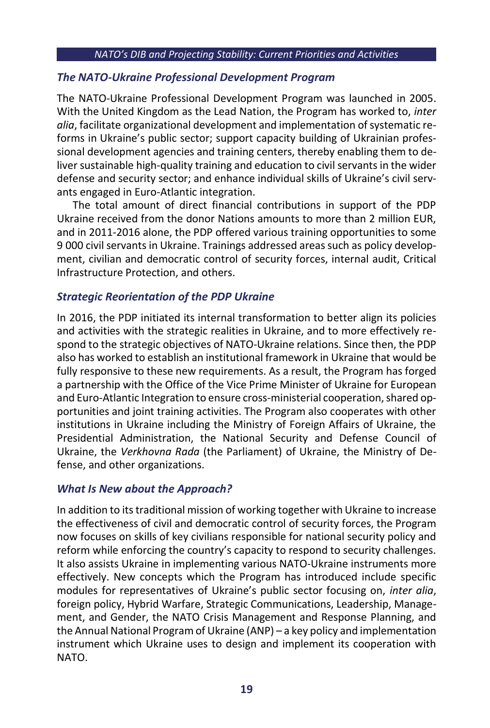### *The NATO-Ukraine Professional Development Program*

The NATO-Ukraine Professional Development Program was launched in 2005. With the United Kingdom as the Lead Nation, the Program has worked to, *inter alia*, facilitate organizational development and implementation of systematic reforms in Ukraine's public sector; support capacity building of Ukrainian professional development agencies and training centers, thereby enabling them to deliver sustainable high-quality training and education to civil servants in the wider defense and security sector; and enhance individual skills of Ukraine's civil servants engaged in Euro-Atlantic integration.

The total amount of direct financial contributions in support of the PDP Ukraine received from the donor Nations amounts to more than 2 million EUR, and in 2011-2016 alone, the PDP offered various training opportunities to some 9 000 civil servants in Ukraine. Trainings addressed areas such as policy development, civilian and democratic control of security forces, internal audit, Critical Infrastructure Protection, and others.

### *Strategic Reorientation of the PDP Ukraine*

In 2016, the PDP initiated its internal transformation to better align its policies and activities with the strategic realities in Ukraine, and to more effectively respond to the strategic objectives of NATO-Ukraine relations. Since then, the PDP also has worked to establish an institutional framework in Ukraine that would be fully responsive to these new requirements. As a result, the Program has forged a partnership with the Office of the Vice Prime Minister of Ukraine for European and Euro-Atlantic Integration to ensure cross-ministerial cooperation, shared opportunities and joint training activities. The Program also cooperates with other institutions in Ukraine including the Ministry of Foreign Affairs of Ukraine, the Presidential Administration, the National Security and Defense Council of Ukraine, the *Verkhovna Rada* (the Parliament) of Ukraine, the Ministry of Defense, and other organizations.

### *What Is New about the Approach?*

In addition to its traditional mission of working together with Ukraine to increase the effectiveness of civil and democratic control of security forces, the Program now focuses on skills of key civilians responsible for national security policy and reform while enforcing the country's capacity to respond to security challenges. It also assists Ukraine in implementing various NATO-Ukraine instruments more effectively. New concepts which the Program has introduced include specific modules for representatives of Ukraine's public sector focusing on, *inter alia*, foreign policy, Hybrid Warfare, Strategic Communications, Leadership, Management, and Gender, the NATO Crisis Management and Response Planning, and the Annual National Program of Ukraine (ANP) – a key policy and implementation instrument which Ukraine uses to design and implement its cooperation with NATO.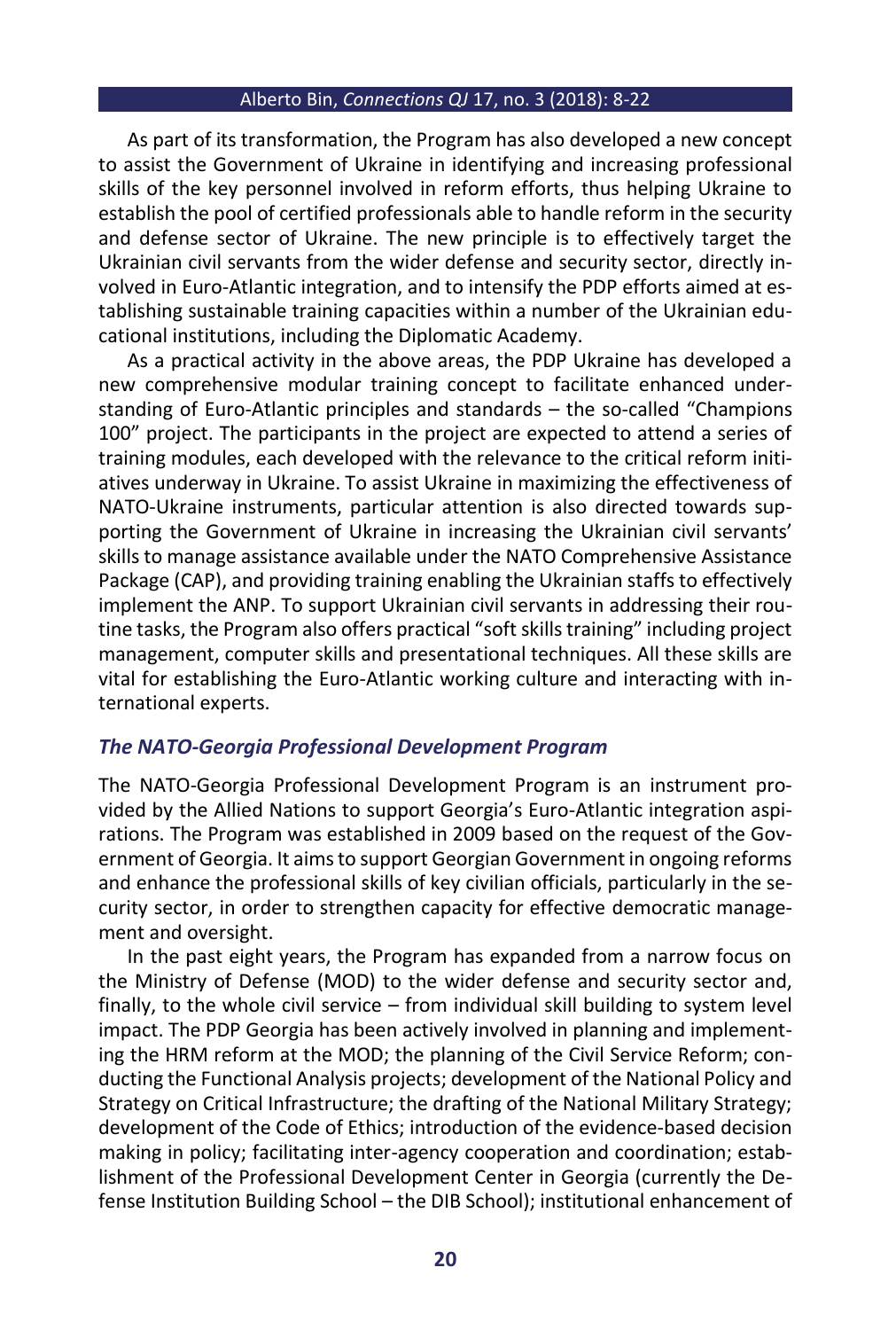As part of its transformation, the Program has also developed a new concept to assist the Government of Ukraine in identifying and increasing professional skills of the key personnel involved in reform efforts, thus helping Ukraine to establish the pool of certified professionals able to handle reform in the security and defense sector of Ukraine. The new principle is to effectively target the Ukrainian civil servants from the wider defense and security sector, directly involved in Euro-Atlantic integration, and to intensify the PDP efforts aimed at establishing sustainable training capacities within a number of the Ukrainian educational institutions, including the Diplomatic Academy.

As a practical activity in the above areas, the PDP Ukraine has developed a new comprehensive modular training concept to facilitate enhanced understanding of Euro-Atlantic principles and standards – the so-called "Champions 100" project. The participants in the project are expected to attend a series of training modules, each developed with the relevance to the critical reform initiatives underway in Ukraine. To assist Ukraine in maximizing the effectiveness of NATO-Ukraine instruments, particular attention is also directed towards supporting the Government of Ukraine in increasing the Ukrainian civil servants' skills to manage assistance available under the NATO Comprehensive Assistance Package (CAP), and providing training enabling the Ukrainian staffs to effectively implement the ANP. To support Ukrainian civil servants in addressing their routine tasks, the Program also offers practical "soft skills training" including project management, computer skills and presentational techniques. All these skills are vital for establishing the Euro-Atlantic working culture and interacting with international experts.

### *The NATO-Georgia Professional Development Program*

The NATO-Georgia Professional Development Program is an instrument provided by the Allied Nations to support Georgia's Euro-Atlantic integration aspirations. The Program was established in 2009 based on the request of the Government of Georgia. It aims to support Georgian Government in ongoing reforms and enhance the professional skills of key civilian officials, particularly in the security sector, in order to strengthen capacity for effective democratic management and oversight.

In the past eight years, the Program has expanded from a narrow focus on the Ministry of Defense (MOD) to the wider defense and security sector and, finally, to the whole civil service – from individual skill building to system level impact. The PDP Georgia has been actively involved in planning and implementing the HRM reform at the MOD; the planning of the Civil Service Reform; conducting the Functional Analysis projects; development of the National Policy and Strategy on Critical Infrastructure; the drafting of the National Military Strategy; development of the Code of Ethics; introduction of the evidence-based decision making in policy; facilitating inter-agency cooperation and coordination; establishment of the Professional Development Center in Georgia (currently the Defense Institution Building School – the DIB School); institutional enhancement of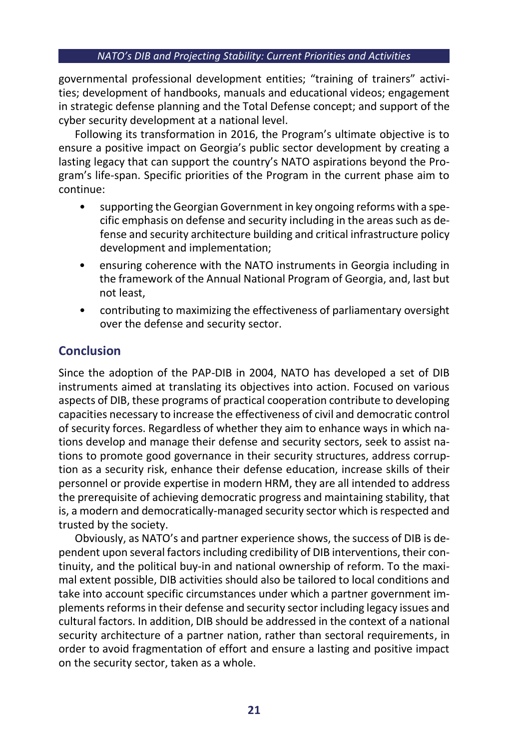governmental professional development entities; "training of trainers" activities; development of handbooks, manuals and educational videos; engagement in strategic defense planning and the Total Defense concept; and support of the cyber security development at a national level.

Following its transformation in 2016, the Program's ultimate objective is to ensure a positive impact on Georgia's public sector development by creating a lasting legacy that can support the country's NATO aspirations beyond the Program's life-span. Specific priorities of the Program in the current phase aim to continue:

- supporting the Georgian Government in key ongoing reforms with a specific emphasis on defense and security including in the areas such as defense and security architecture building and critical infrastructure policy development and implementation;
- ensuring coherence with the NATO instruments in Georgia including in the framework of the Annual National Program of Georgia, and, last but not least,
- contributing to maximizing the effectiveness of parliamentary oversight over the defense and security sector.

## Conclusion

Since the adoption of the PAP-DIB in 2004, NATO has developed a set of DIB instruments aimed at translating its objectives into action. Focused on various aspects of DIB, these programs of practical cooperation contribute to developing capacities necessary to increase the effectiveness of civil and democratic control of security forces. Regardless of whether they aim to enhance ways in which nations develop and manage their defense and security sectors, seek to assist nations to promote good governance in their security structures, address corruption as a security risk, enhance their defense education, increase skills of their personnel or provide expertise in modern HRM, they are all intended to address the prerequisite of achieving democratic progress and maintaining stability, that is, a modern and democratically-managed security sector which is respected and trusted by the society.

Obviously, as NATO's and partner experience shows, the success of DIB is dependent upon several factors including credibility of DIB interventions, their continuity, and the political buy-in and national ownership of reform. To the maximal extent possible, DIB activities should also be tailored to local conditions and take into account specific circumstances under which a partner government implements reforms in their defense and security sector including legacy issues and cultural factors. In addition, DIB should be addressed in the context of a national security architecture of a partner nation, rather than sectoral requirements, in order to avoid fragmentation of effort and ensure a lasting and positive impact on the security sector, taken as a whole.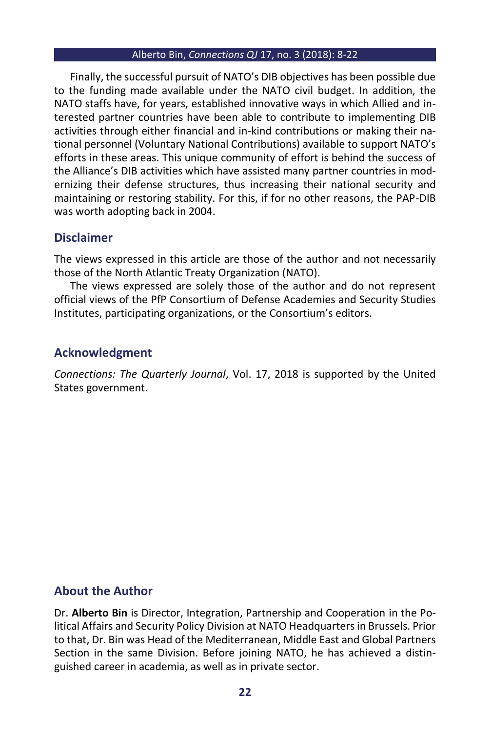Finally, the successful pursuit of NATO's DIB objectives has been possible due to the funding made available under the NATO civil budget. In addition, the NATO staffs have, for years, established innovative ways in which Allied and interested partner countries have been able to contribute to implementing DIB activities through either financial and in-kind contributions or making their national personnel (Voluntary National Contributions) available to support NATO's efforts in these areas. This unique community of effort is behind the success of the Alliance's DIB activities which have assisted many partner countries in modernizing their defense structures, thus increasing their national security and maintaining or restoring stability. For this, if for no other reasons, the PAP-DIB was worth adopting back in 2004.

## Disclaimer

The views expressed in this article are those of the author and not necessarily those of the North Atlantic Treaty Organization (NATO).

The views expressed are solely those of the author and do not represent official views of the PfP Consortium of Defense Academies and Security Studies Institutes, participating organizations, or the Consortium's editors.

## Acknowledgment

*Connections: The Quarterly Journal*, Vol. 17, 2018 is supported by the United States government.

## About the Author

Dr. **Alberto Bin** is Director, Integration, Partnership and Cooperation in the Political Affairs and Security Policy Division at NATO Headquarters in Brussels. Prior to that, Dr. Bin was Head of the Mediterranean, Middle East and Global Partners Section in the same Division. Before joining NATO, he has achieved a distinguished career in academia, as well as in private sector.